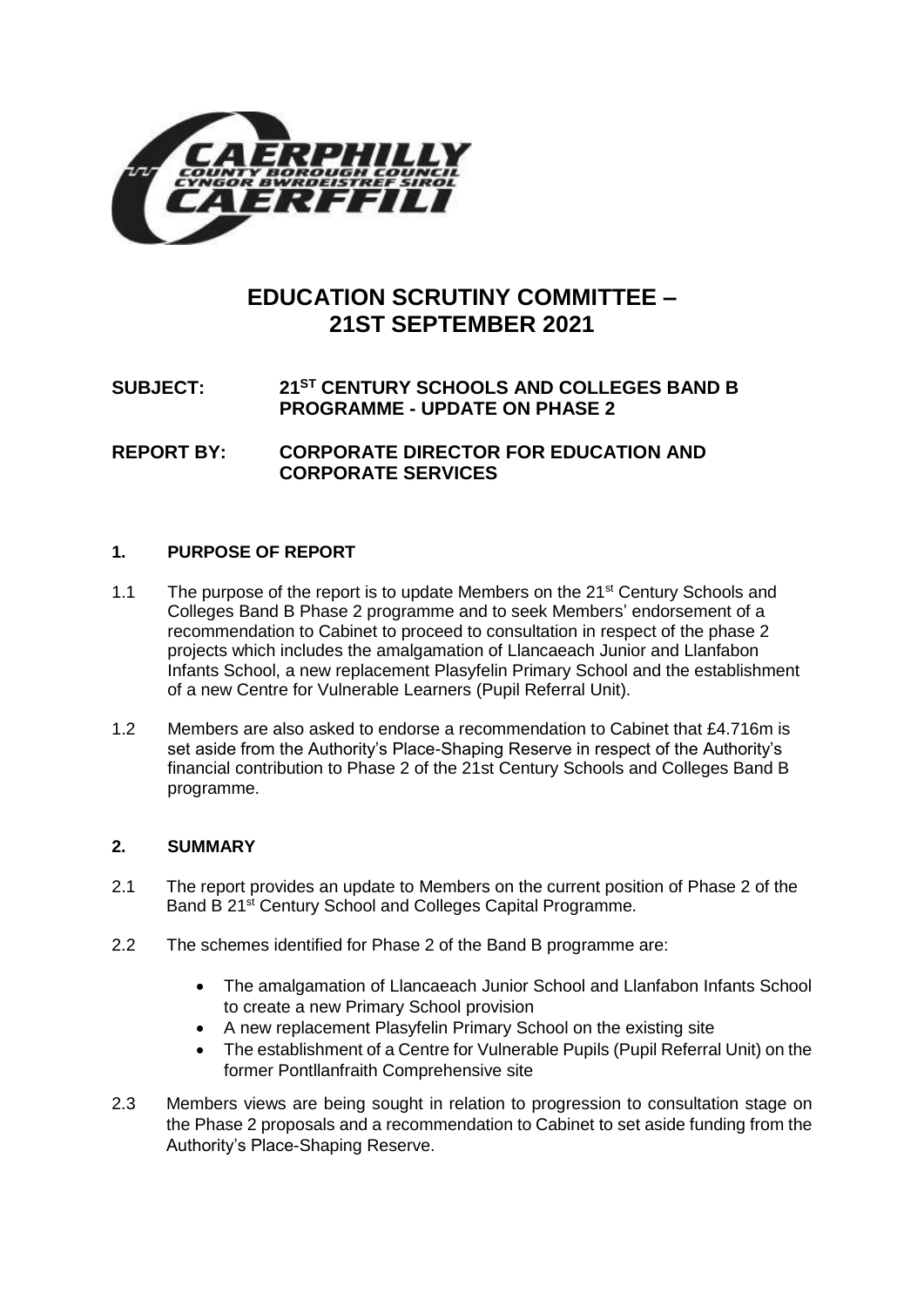# EDUCATION SCRUTINY COMMITTEE – 21ST SEPTEMBER 2021

**SUBJECT: 21ST CENTURY SCHOOLS AND COLLEGES BAND B PROGRAMME - UPDATE ON PHASE 2**

**REPORT BY: CORPORATE DIRECTOR FOR EDUCATION AND CORPORATE SERVICES**

## 1. PURPOSE OF REPORT

1.1 The purpose of the report is to update Members on the 21st Century Schools and Colleges Band B Phase 2 programme and to seek Members' endorsement of a recommendation to Cabinet to proceed to consultation in respect of the phase 2 projects which includes the amalgamation of Llancaeach Junior and Llanfabon Infants School, a new replacement Plasyfelin Primary School and the establishment of a new Centre for Vulnerable Learners (Pupil Referral Unit).

1.2 Members are also asked to endorse a recommendation to Cabinet that £4.716m is set aside from the Authority's Place-Shaping Reserve in respect of the Authority's financial contribution to Phase 2 of the 21st Century Schools and Colleges Band B programme.

## 2. SUMMARY

2.1 The report provides an update to Members on the current position of Phase 2 of the Band B 21st Century School and Colleges Capital Programme.

2.2 The schemes identified for Phase 2 of the Band B programme are:

- The amalgamation of Llancaeach Junior School and Llanfabon Infants School to create a new Primary School provision
- A new replacement Plasyfelin Primary School on the existing site
- The establishment of a Centre for Vulnerable Pupils (Pupil Referral Unit) on the former Pontllanfraith Comprehensive site

2.3 Members views are being sought in relation to progression to consultation stage on the Phase 2 proposals and a recommendation to Cabinet to set aside funding from the Authority's Place-Shaping Reserve.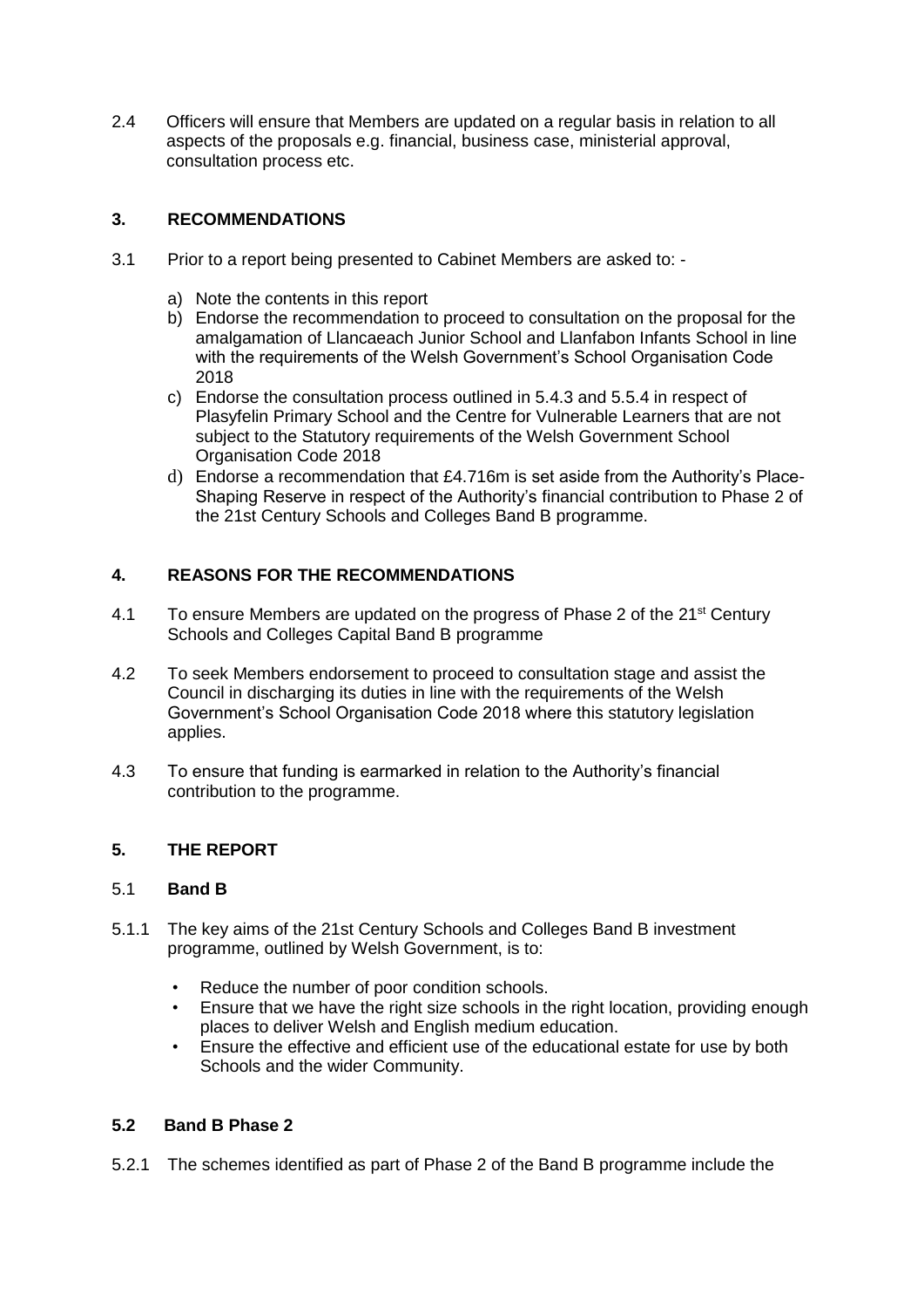2.4 Officers will ensure that Members are updated on a regular basis in relation to all aspects of the proposals e.g. financial, business case, ministerial approval, consultation process etc.

## 3. RECOMMENDATIONS

3.1 Prior to a report being presented to Cabinet Members are asked to: -

a) Note the contents in this report
b) Endorse the recommendation to proceed to consultation on the proposal for the amalgamation of Llancaeach Junior School and Llanfabon Infants School in line with the requirements of the Welsh Government's School Organisation Code 2018
c) Endorse the consultation process outlined in 5.4.3 and 5.5.4 in respect of Plasyfelin Primary School and the Centre for Vulnerable Learners that are not subject to the Statutory requirements of the Welsh Government School Organisation Code 2018
d) Endorse a recommendation that £4.716m is set aside from the Authority's Place-Shaping Reserve in respect of the Authority's financial contribution to Phase 2 of the 21st Century Schools and Colleges Band B programme.

## 4. REASONS FOR THE RECOMMENDATIONS

4.1 To ensure Members are updated on the progress of Phase 2 of the 21st Century Schools and Colleges Capital Band B programme

4.2 To seek Members endorsement to proceed to consultation stage and assist the Council in discharging its duties in line with the requirements of the Welsh Government's School Organisation Code 2018 where this statutory legislation applies.

4.3 To ensure that funding is earmarked in relation to the Authority's financial contribution to the programme.

## 5. THE REPORT

### 5.1 Band B

5.1.1 The key aims of the 21st Century Schools and Colleges Band B investment programme, outlined by Welsh Government, is to:

- Reduce the number of poor condition schools.
- Ensure that we have the right size schools in the right location, providing enough places to deliver Welsh and English medium education.
- Ensure the effective and efficient use of the educational estate for use by both Schools and the wider Community.

### 5.2 Band B Phase 2

5.2.1 The schemes identified as part of Phase 2 of the Band B programme include the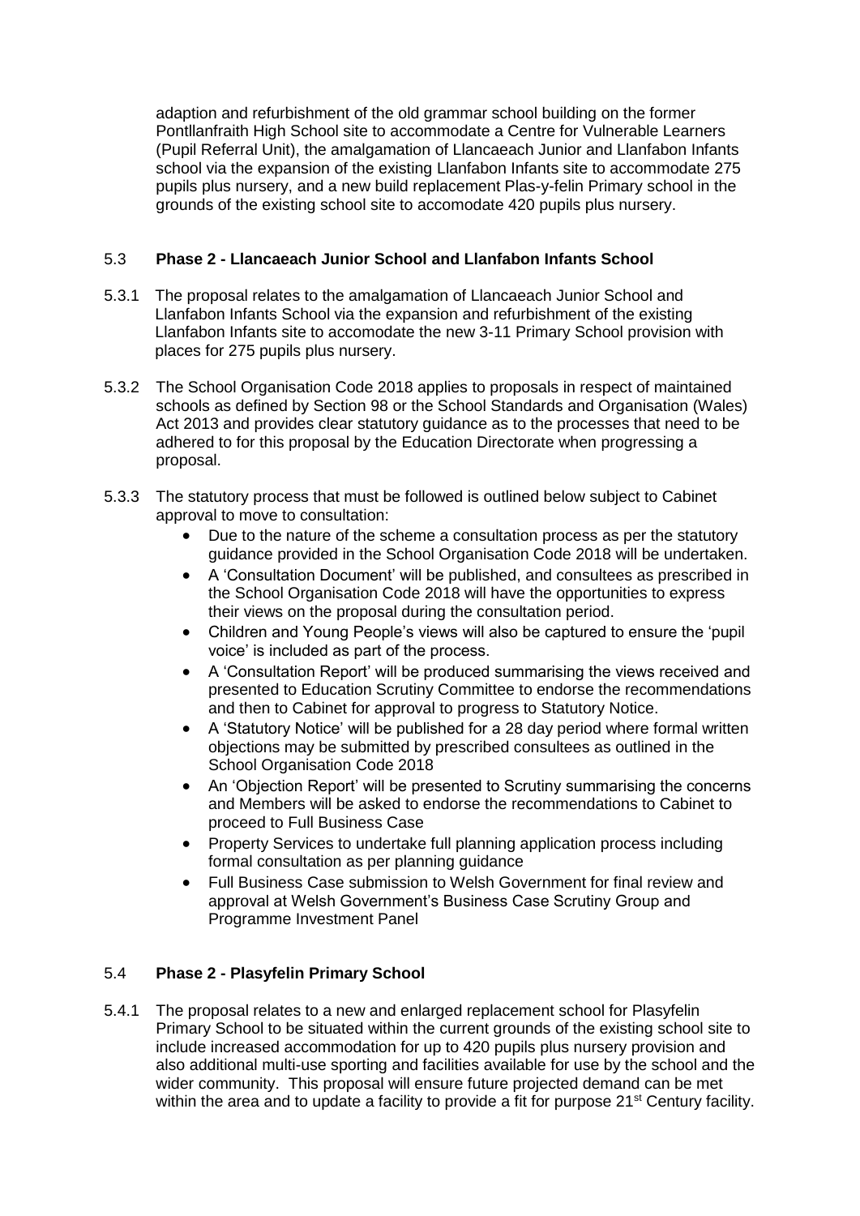adaption and refurbishment of the old grammar school building on the former Pontllanfraith High School site to accommodate a Centre for Vulnerable Learners (Pupil Referral Unit), the amalgamation of Llancaeach Junior and Llanfabon Infants school via the expansion of the existing Llanfabon Infants site to accommodate 275 pupils plus nursery, and a new build replacement Plas-y-felin Primary school in the grounds of the existing school site to accomodate 420 pupils plus nursery.

## 5.3 Phase 2 - Llancaeach Junior School and Llanfabon Infants School

5.3.1 The proposal relates to the amalgamation of Llancaeach Junior School and Llanfabon Infants School via the expansion and refurbishment of the existing Llanfabon Infants site to accomodate the new 3-11 Primary School provision with places for 275 pupils plus nursery.

5.3.2 The School Organisation Code 2018 applies to proposals in respect of maintained schools as defined by Section 98 or the School Standards and Organisation (Wales) Act 2013 and provides clear statutory guidance as to the processes that need to be adhered to for this proposal by the Education Directorate when progressing a proposal.

5.3.3 The statutory process that must be followed is outlined below subject to Cabinet approval to move to consultation:

- Due to the nature of the scheme a consultation process as per the statutory guidance provided in the School Organisation Code 2018 will be undertaken.
- A 'Consultation Document' will be published, and consultees as prescribed in the School Organisation Code 2018 will have the opportunities to express their views on the proposal during the consultation period.
- Children and Young People's views will also be captured to ensure the 'pupil voice' is included as part of the process.
- A 'Consultation Report' will be produced summarising the views received and presented to Education Scrutiny Committee to endorse the recommendations and then to Cabinet for approval to progress to Statutory Notice.
- A 'Statutory Notice' will be published for a 28 day period where formal written objections may be submitted by prescribed consultees as outlined in the School Organisation Code 2018
- An 'Objection Report' will be presented to Scrutiny summarising the concerns and Members will be asked to endorse the recommendations to Cabinet to proceed to Full Business Case
- Property Services to undertake full planning application process including formal consultation as per planning guidance
- Full Business Case submission to Welsh Government for final review and approval at Welsh Government's Business Case Scrutiny Group and Programme Investment Panel

## 5.4 Phase 2 - Plasyfelin Primary School

5.4.1 The proposal relates to a new and enlarged replacement school for Plasyfelin Primary School to be situated within the current grounds of the existing school site to include increased accommodation for up to 420 pupils plus nursery provision and also additional multi-use sporting and facilities available for use by the school and the wider community. This proposal will ensure future projected demand can be met within the area and to update a facility to provide a fit for purpose 21st Century facility.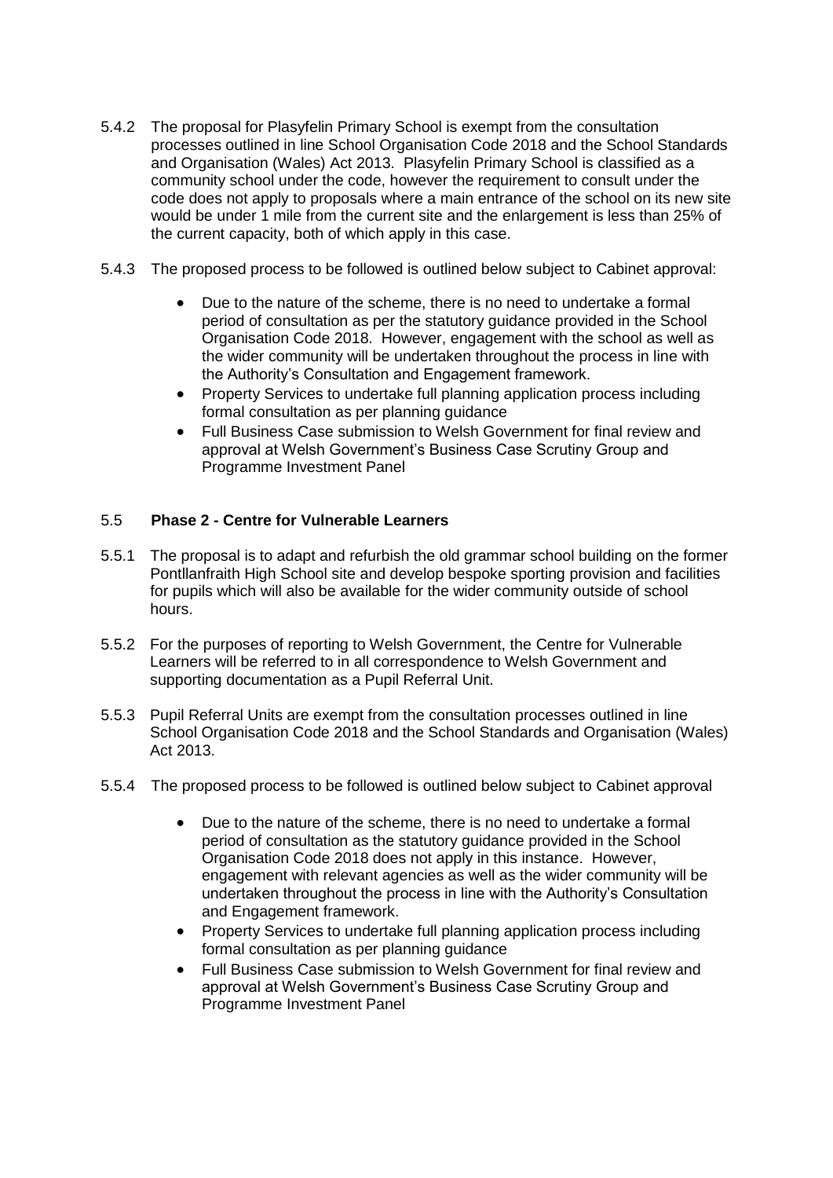5.4.2 The proposal for Plasyfelin Primary School is exempt from the consultation processes outlined in line School Organisation Code 2018 and the School Standards and Organisation (Wales) Act 2013. Plasyfelin Primary School is classified as a community school under the code, however the requirement to consult under the code does not apply to proposals where a main entrance of the school on its new site would be under 1 mile from the current site and the enlargement is less than 25% of the current capacity, both of which apply in this case.

5.4.3 The proposed process to be followed is outlined below subject to Cabinet approval:

- Due to the nature of the scheme, there is no need to undertake a formal period of consultation as per the statutory guidance provided in the School Organisation Code 2018. However, engagement with the school as well as the wider community will be undertaken throughout the process in line with the Authority's Consultation and Engagement framework.
- Property Services to undertake full planning application process including formal consultation as per planning guidance
- Full Business Case submission to Welsh Government for final review and approval at Welsh Government's Business Case Scrutiny Group and Programme Investment Panel

## 5.5 Phase 2 - Centre for Vulnerable Learners

5.5.1 The proposal is to adapt and refurbish the old grammar school building on the former Pontllanfraith High School site and develop bespoke sporting provision and facilities for pupils which will also be available for the wider community outside of school hours.

5.5.2 For the purposes of reporting to Welsh Government, the Centre for Vulnerable Learners will be referred to in all correspondence to Welsh Government and supporting documentation as a Pupil Referral Unit.

5.5.3 Pupil Referral Units are exempt from the consultation processes outlined in line School Organisation Code 2018 and the School Standards and Organisation (Wales) Act 2013.

5.5.4 The proposed process to be followed is outlined below subject to Cabinet approval

- Due to the nature of the scheme, there is no need to undertake a formal period of consultation as the statutory guidance provided in the School Organisation Code 2018 does not apply in this instance. However, engagement with relevant agencies as well as the wider community will be undertaken throughout the process in line with the Authority's Consultation and Engagement framework.
- Property Services to undertake full planning application process including formal consultation as per planning guidance
- Full Business Case submission to Welsh Government for final review and approval at Welsh Government's Business Case Scrutiny Group and Programme Investment Panel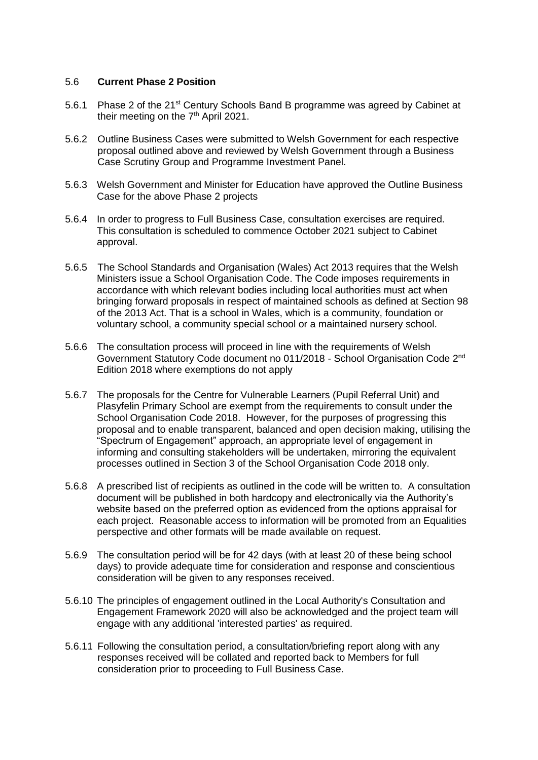### 5.6 **Current Phase 2 Position**

5.6.1 Phase 2 of the 21st Century Schools Band B programme was agreed by Cabinet at their meeting on the 7th April 2021.

5.6.2 Outline Business Cases were submitted to Welsh Government for each respective proposal outlined above and reviewed by Welsh Government through a Business Case Scrutiny Group and Programme Investment Panel.

5.6.3 Welsh Government and Minister for Education have approved the Outline Business Case for the above Phase 2 projects

5.6.4 In order to progress to Full Business Case, consultation exercises are required. This consultation is scheduled to commence October 2021 subject to Cabinet approval.

5.6.5 The School Standards and Organisation (Wales) Act 2013 requires that the Welsh Ministers issue a School Organisation Code. The Code imposes requirements in accordance with which relevant bodies including local authorities must act when bringing forward proposals in respect of maintained schools as defined at Section 98 of the 2013 Act. That is a school in Wales, which is a community, foundation or voluntary school, a community special school or a maintained nursery school.

5.6.6 The consultation process will proceed in line with the requirements of Welsh Government Statutory Code document no 011/2018 - School Organisation Code 2nd Edition 2018 where exemptions do not apply

5.6.7 The proposals for the Centre for Vulnerable Learners (Pupil Referral Unit) and Plasyfelin Primary School are exempt from the requirements to consult under the School Organisation Code 2018. However, for the purposes of progressing this proposal and to enable transparent, balanced and open decision making, utilising the "Spectrum of Engagement" approach, an appropriate level of engagement in informing and consulting stakeholders will be undertaken, mirroring the equivalent processes outlined in Section 3 of the School Organisation Code 2018 only.

5.6.8 A prescribed list of recipients as outlined in the code will be written to. A consultation document will be published in both hardcopy and electronically via the Authority's website based on the preferred option as evidenced from the options appraisal for each project. Reasonable access to information will be promoted from an Equalities perspective and other formats will be made available on request.

5.6.9 The consultation period will be for 42 days (with at least 20 of these being school days) to provide adequate time for consideration and response and conscientious consideration will be given to any responses received.

5.6.10 The principles of engagement outlined in the Local Authority's Consultation and Engagement Framework 2020 will also be acknowledged and the project team will engage with any additional 'interested parties' as required.

5.6.11 Following the consultation period, a consultation/briefing report along with any responses received will be collated and reported back to Members for full consideration prior to proceeding to Full Business Case.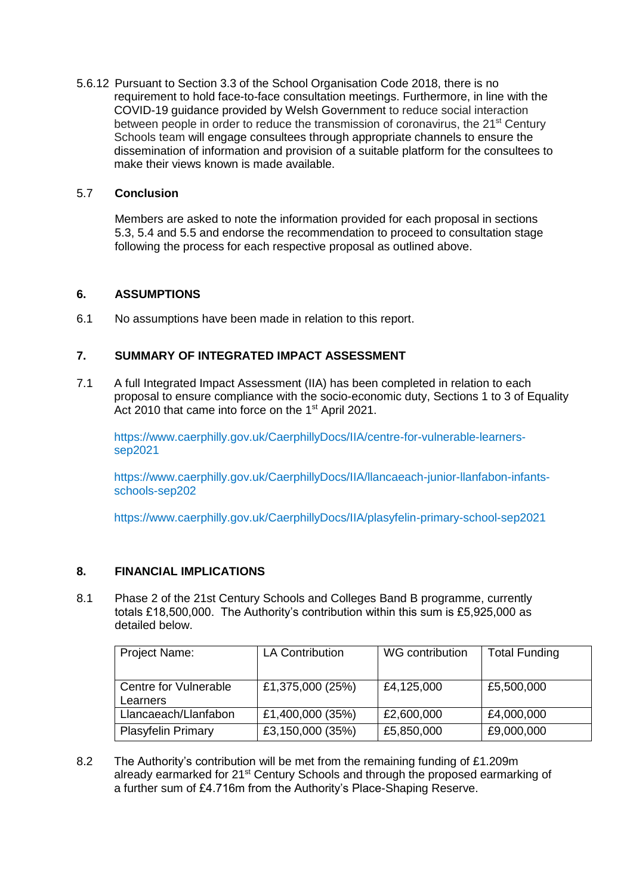5.6.12 Pursuant to Section 3.3 of the School Organisation Code 2018, there is no requirement to hold face-to-face consultation meetings. Furthermore, in line with the COVID-19 guidance provided by Welsh Government to reduce social interaction between people in order to reduce the transmission of coronavirus, the 21st Century Schools team will engage consultees through appropriate channels to ensure the dissemination of information and provision of a suitable platform for the consultees to make their views known is made available.

5.7 **Conclusion**

Members are asked to note the information provided for each proposal in sections 5.3, 5.4 and 5.5 and endorse the recommendation to proceed to consultation stage following the process for each respective proposal as outlined above.

## 6. ASSUMPTIONS

6.1 No assumptions have been made in relation to this report.

## 7. SUMMARY OF INTEGRATED IMPACT ASSESSMENT

7.1 A full Integrated Impact Assessment (IIA) has been completed in relation to each proposal to ensure compliance with the socio-economic duty, Sections 1 to 3 of Equality Act 2010 that came into force on the 1st April 2021.

https://www.caerphilly.gov.uk/CaerphillyDocs/IIA/centre-for-vulnerable-learners-sep2021

https://www.caerphilly.gov.uk/CaerphillyDocs/IIA/llancaeach-junior-llanfabon-infants-schools-sep202

https://www.caerphilly.gov.uk/CaerphillyDocs/IIA/plasyfelin-primary-school-sep2021

## 8. FINANCIAL IMPLICATIONS

8.1 Phase 2 of the 21st Century Schools and Colleges Band B programme, currently totals £18,500,000. The Authority's contribution within this sum is £5,925,000 as detailed below.

| Project Name: | LA Contribution | WG contribution | Total Funding |
|---|---|---|---|
| Centre for Vulnerable Learners | £1,375,000 (25%) | £4,125,000 | £5,500,000 |
| Llancaeach/Llanfabon | £1,400,000 (35%) | £2,600,000 | £4,000,000 |
| Plasyfelin Primary | £3,150,000 (35%) | £5,850,000 | £9,000,000 |

8.2 The Authority's contribution will be met from the remaining funding of £1.209m already earmarked for 21st Century Schools and through the proposed earmarking of a further sum of £4.716m from the Authority's Place-Shaping Reserve.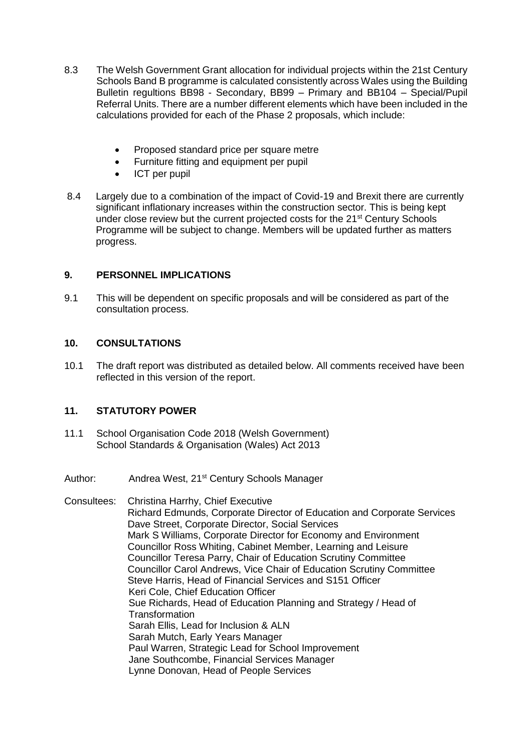8.3 The Welsh Government Grant allocation for individual projects within the 21st Century Schools Band B programme is calculated consistently across Wales using the Building Bulletin regultions BB98 - Secondary, BB99 – Primary and BB104 – Special/Pupil Referral Units. There are a number different elements which have been included in the calculations provided for each of the Phase 2 proposals, which include:

- Proposed standard price per square metre
- Furniture fitting and equipment per pupil
- ICT per pupil

8.4 Largely due to a combination of the impact of Covid-19 and Brexit there are currently significant inflationary increases within the construction sector. This is being kept under close review but the current projected costs for the 21st Century Schools Programme will be subject to change. Members will be updated further as matters progress.

## 9. PERSONNEL IMPLICATIONS

9.1 This will be dependent on specific proposals and will be considered as part of the consultation process.

## 10. CONSULTATIONS

10.1 The draft report was distributed as detailed below. All comments received have been reflected in this version of the report.

## 11. STATUTORY POWER

11.1 School Organisation Code 2018 (Welsh Government)
School Standards & Organisation (Wales) Act 2013

Author: Andrea West, 21st Century Schools Manager

Consultees: Christina Harrhy, Chief Executive
Richard Edmunds, Corporate Director of Education and Corporate Services
Dave Street, Corporate Director, Social Services
Mark S Williams, Corporate Director for Economy and Environment
Councillor Ross Whiting, Cabinet Member, Learning and Leisure
Councillor Teresa Parry, Chair of Education Scrutiny Committee
Councillor Carol Andrews, Vice Chair of Education Scrutiny Committee
Steve Harris, Head of Financial Services and S151 Officer
Keri Cole, Chief Education Officer
Sue Richards, Head of Education Planning and Strategy / Head of Transformation
Sarah Ellis, Lead for Inclusion & ALN
Sarah Mutch, Early Years Manager
Paul Warren, Strategic Lead for School Improvement
Jane Southcombe, Financial Services Manager
Lynne Donovan, Head of People Services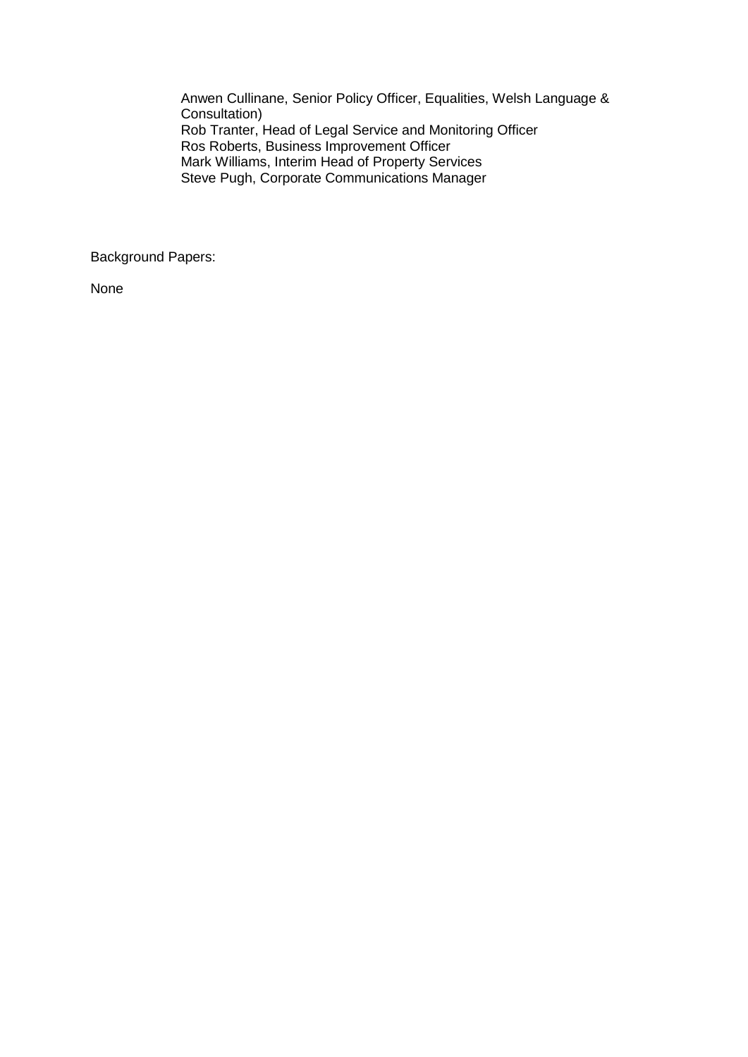Anwen Cullinane, Senior Policy Officer, Equalities, Welsh Language & Consultation)
Rob Tranter, Head of Legal Service and Monitoring Officer
Ros Roberts, Business Improvement Officer
Mark Williams, Interim Head of Property Services
Steve Pugh, Corporate Communications Manager

Background Papers:

None